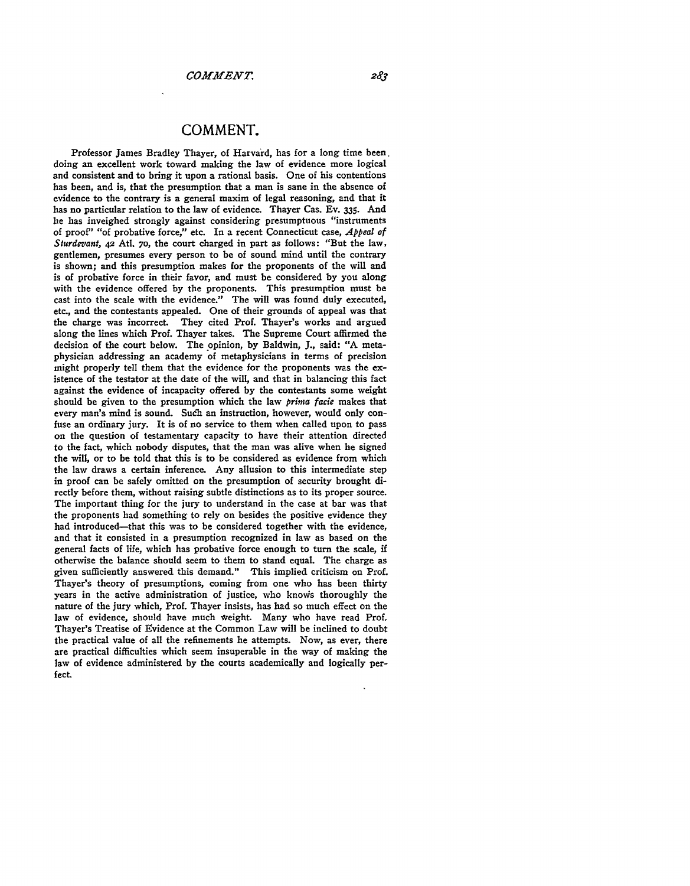# COMMENT.

Professor James Bradley Thayer, of Harvard, has for a long time been doing an excellent work toward making the law of evidence more logical and consistent and to bring it upon a rational basis. One of his contentions has been, and is, that the presumption that a man is sane in the absence of evidence to the contrary is a general maxim of legal reasoning, and that it has no particular relation to the law of evidence. Thayer Cas. Ev. 335. And he has inveighed strongly against considering presumptuous "instruments of proof" "of probative force," etc. In a recent Connecticut case, *Appeal of Sturdevant*, 42 Atl. 70, the court charged in part as follows: "But the law, gentlemen, presumes every person to be of sound mind until the contrary is shown; and this presumption makes for the proponents of the will and is of probative force in their favor, and must be considered by you along with the evidence offered by the proponents. This presumption must be cast into the scale with the evidence." The will was found duly executed, etc., and the contestants appealed. One of their grounds of appeal was that the charge was incorrect. They cited Prof. Thayer's works and argued along the lines which Prof. Thayer takes. The Supreme Court affirmed the decision of the court below. The opinion, by Baldwin, J., said: "A metaphysician addressing an academy of metaphysicians in terms of precision might properly tell them that the evidence for the proponents was the existence of the testator at the date of the will, and that in balancing this fact against the evidence of incapacity offered by the contestants some weight should be given to the presumption which the law *prima facie* makes that every man's mind is sound. Such an instruction, however, would only confuse an ordinary jury. It is of no service to them when called upon to pass on the question of testamentary capacity to have their attention directed to the fact, which nobody disputes, that the man was alive when he signed the will, or to be told that this is to be considered as evidence from which the law draws a certain inference. Any allusion to this intermediate step in proof can be safely omitted on the presumption of security brought directly before them, without raising subtle distinctions as to its proper source. The important thing for the jury to understand in the case at bar was that the proponents had something to rely on besides the positive evidence they had introduced—that this was to be considered together with the evidence, and that it consisted in a presumption recognized in law as based on the general facts of life, which has probative force enough to turn the scale, if otherwise the balance should seem to them to stand equal. The charge as given sufficiently answered this demand." This implied criticism on Prof. Thayer's theory of presumptions, coming from one who has been thirty years in the active administration of justice, who knows thoroughly the nature of the jury which, Prof. Thayer insists, has had so much effect on the law of evidence, should have much weight. Many who have read Prof. Thayer's Treatise of Evidence at the Common Law will be inclined to doubt the practical value of all the refinements he attempts. Now, as ever, there are practical difficulties which seem insuperable in the way of making the law of evidence administered by the courts academically and logically perfect.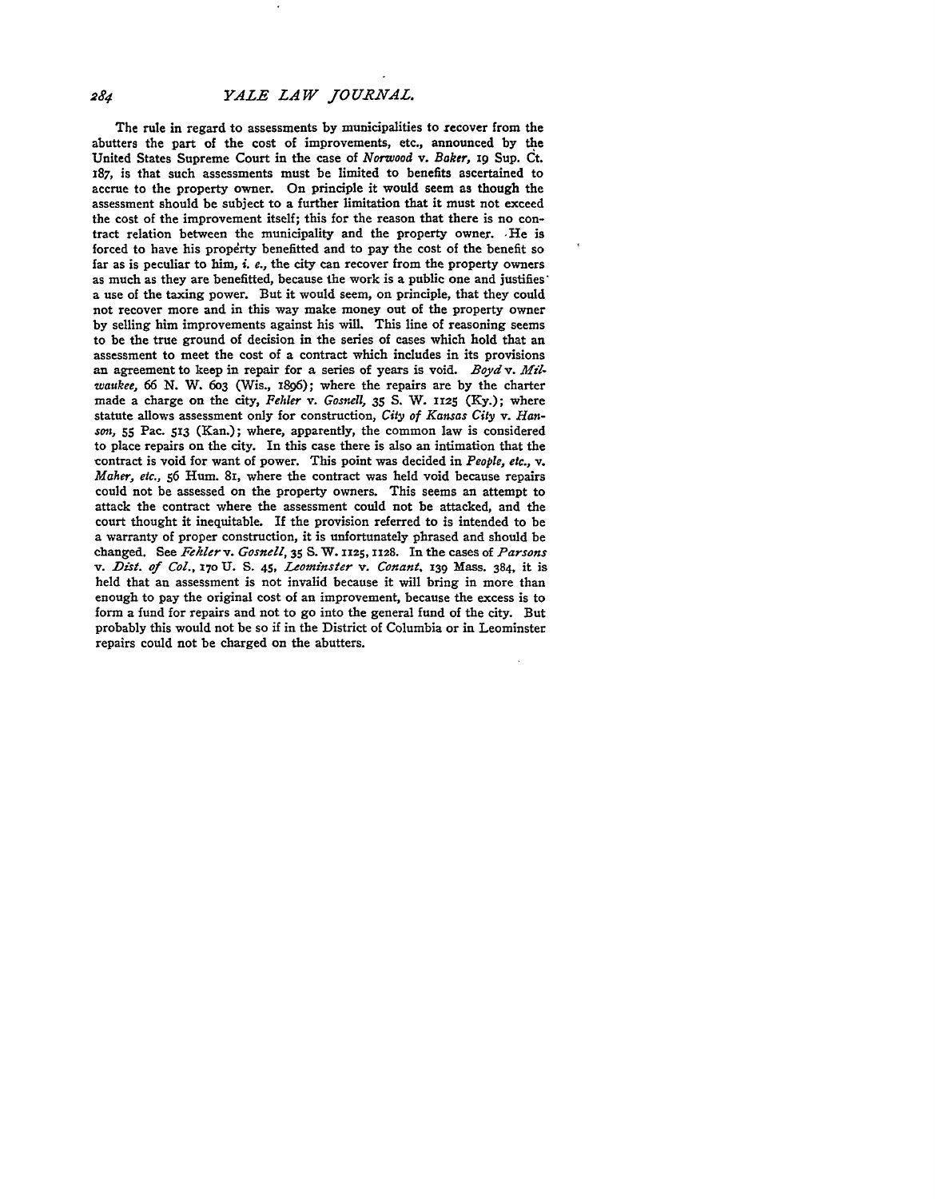The rule in regard to assessments by municipalities to recover from the abutters the part of the cost of improvements, etc., announced by the United States Supreme Court in the case of *Norwood* v. *Baker*, 19 Sup. Ct. 187, is that such assessments must be limited to benefits ascertained to accrue to the property owner. On principle it would seem as though the assessment should be subject to a further limitation that it must not exceed the cost of the improvement itself; this for the reason that there is no contract relation between the municipality and the property owner. He is forced to have his property benefitted and to pay the cost of the benefit so far as is peculiar to him, *i. e.*, the city can recover from the property owners as much as they are benefitted, because the work is a public one and justifies a use of the taxing power. But it would seem, on principle, that they could not recover more and in this way make money out of the property owner by selling him improvements against his will. This line of reasoning seems to be the true ground of decision in the series of cases which hold that an assessment to meet the cost of a contract which includes in its provisions an agreement to keep in repair for a series of years is void. *Boyd* v. *Milwaukee*, 66 N. W. 603 (Wis., 1896); where the repairs are by the charter made a charge on the city, *Fehler* v. *Gosnell*, 35 S. W. 1125 (Ky.); where statute allows assessment only for construction, *City of Kansas City* v. *Hanson*, 55 Pac. 513 (Kan.); where, apparently, the common law is considered to place repairs on the city. In this case there is also an intimation that the contract is void for want of power. This point was decided in *People, etc.*, v. *Maher, etc.*, 56 Hun. 81, where the contract was held void because repairs could not be assessed on the property owners. This seems an attempt to attack the contract where the assessment could not be attacked, and the court thought it inequitable. If the provision referred to is intended to be a warranty of proper construction, it is unfortunately phrased and should be changed. See *Fehler* v. *Gosnell*, 35 S. W. 1125, 1128. In the cases of *Parsons* v. *Dist. of Col.*, 170 U. S. 45, *Leominster* v. *Conant*, 139 Mass. 384, it is held that an assessment is not invalid because it will bring in more than enough to pay the original cost of an improvement, because the excess is to form a fund for repairs and not to go into the general fund of the city. But probably this would not be so if in the District of Columbia or in Leominster repairs could not be charged on the abutters.